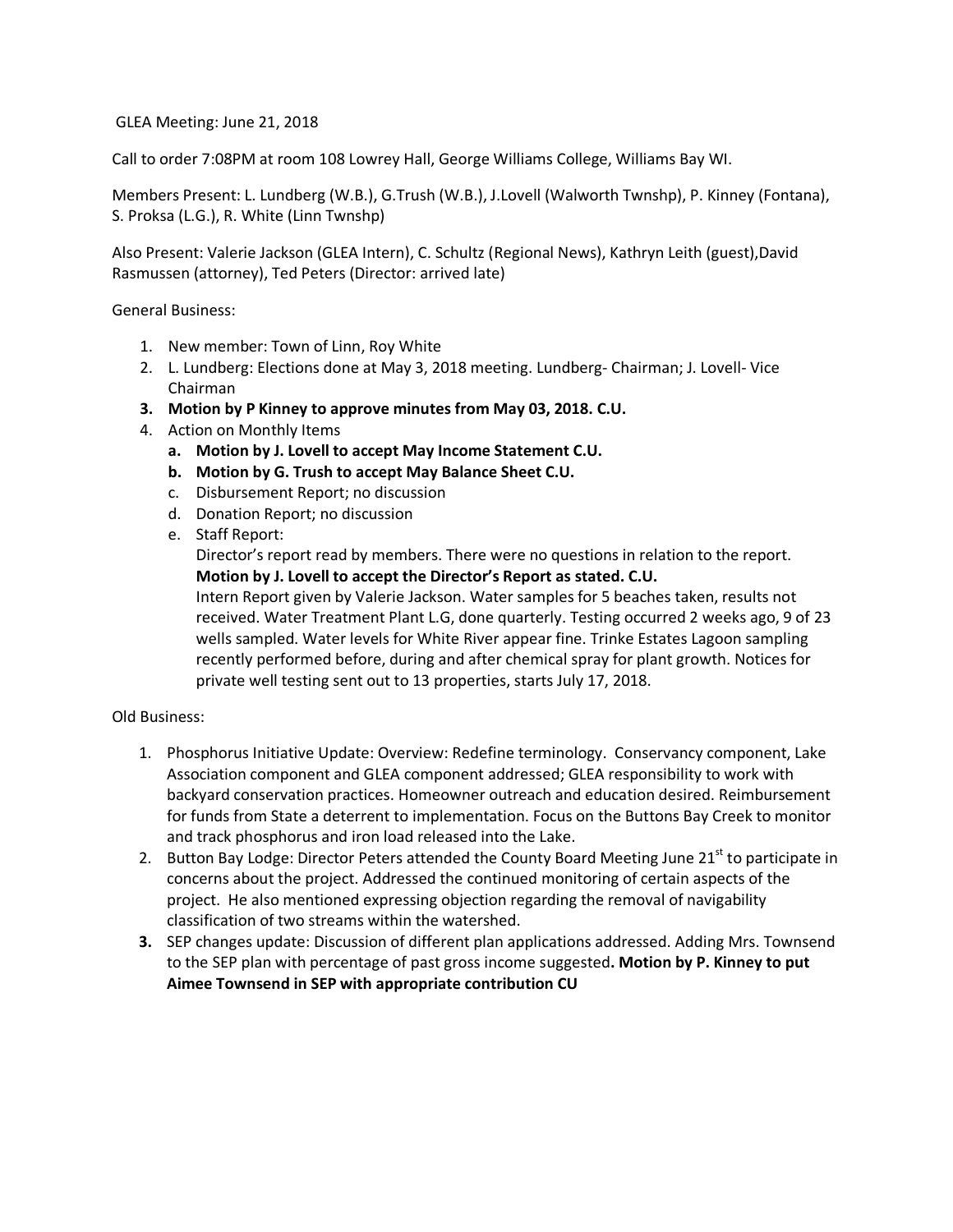GLEA Meeting: June 21, 2018

Call to order 7:08PM at room 108 Lowrey Hall, George Williams College, Williams Bay WI.

Members Present: L. Lundberg (W.B.), G.Trush (W.B.), J.Lovell (Walworth Twnshp), P. Kinney (Fontana), S. Proksa (L.G.), R. White (Linn Twnshp)

Also Present: Valerie Jackson (GLEA Intern), C. Schultz (Regional News), Kathryn Leith (guest),David Rasmussen (attorney), Ted Peters (Director: arrived late)

General Business:

1. New member: Town of Linn, Roy White
2. L. Lundberg: Elections done at May 3, 2018 meeting. Lundberg- Chairman; J. Lovell- Vice Chairman
3. **Motion by P Kinney to approve minutes from May 03, 2018. C.U.**
4. Action on Monthly Items
   a. **Motion by J. Lovell to accept May Income Statement C.U.**
   b. **Motion by G. Trush to accept May Balance Sheet C.U.**
   c. Disbursement Report; no discussion
   d. Donation Report; no discussion
   e. Staff Report:
      Director's report read by members. There were no questions in relation to the report.
      **Motion by J. Lovell to accept the Director's Report as stated. C.U.**
      Intern Report given by Valerie Jackson. Water samples for 5 beaches taken, results not received. Water Treatment Plant L.G, done quarterly. Testing occurred 2 weeks ago, 9 of 23 wells sampled. Water levels for White River appear fine. Trinke Estates Lagoon sampling recently performed before, during and after chemical spray for plant growth. Notices for private well testing sent out to 13 properties, starts July 17, 2018.

Old Business:

1. Phosphorus Initiative Update: Overview: Redefine terminology. Conservancy component, Lake Association component and GLEA component addressed; GLEA responsibility to work with backyard conservation practices. Homeowner outreach and education desired. Reimbursement for funds from State a deterrent to implementation. Focus on the Buttons Bay Creek to monitor and track phosphorus and iron load released into the Lake.
2. Button Bay Lodge: Director Peters attended the County Board Meeting June 21st to participate in concerns about the project. Addressed the continued monitoring of certain aspects of the project. He also mentioned expressing objection regarding the removal of navigability classification of two streams within the watershed.
3. SEP changes update: Discussion of different plan applications addressed. Adding Mrs. Townsend to the SEP plan with percentage of past gross income suggested**. Motion by P. Kinney to put Aimee Townsend in SEP with appropriate contribution CU**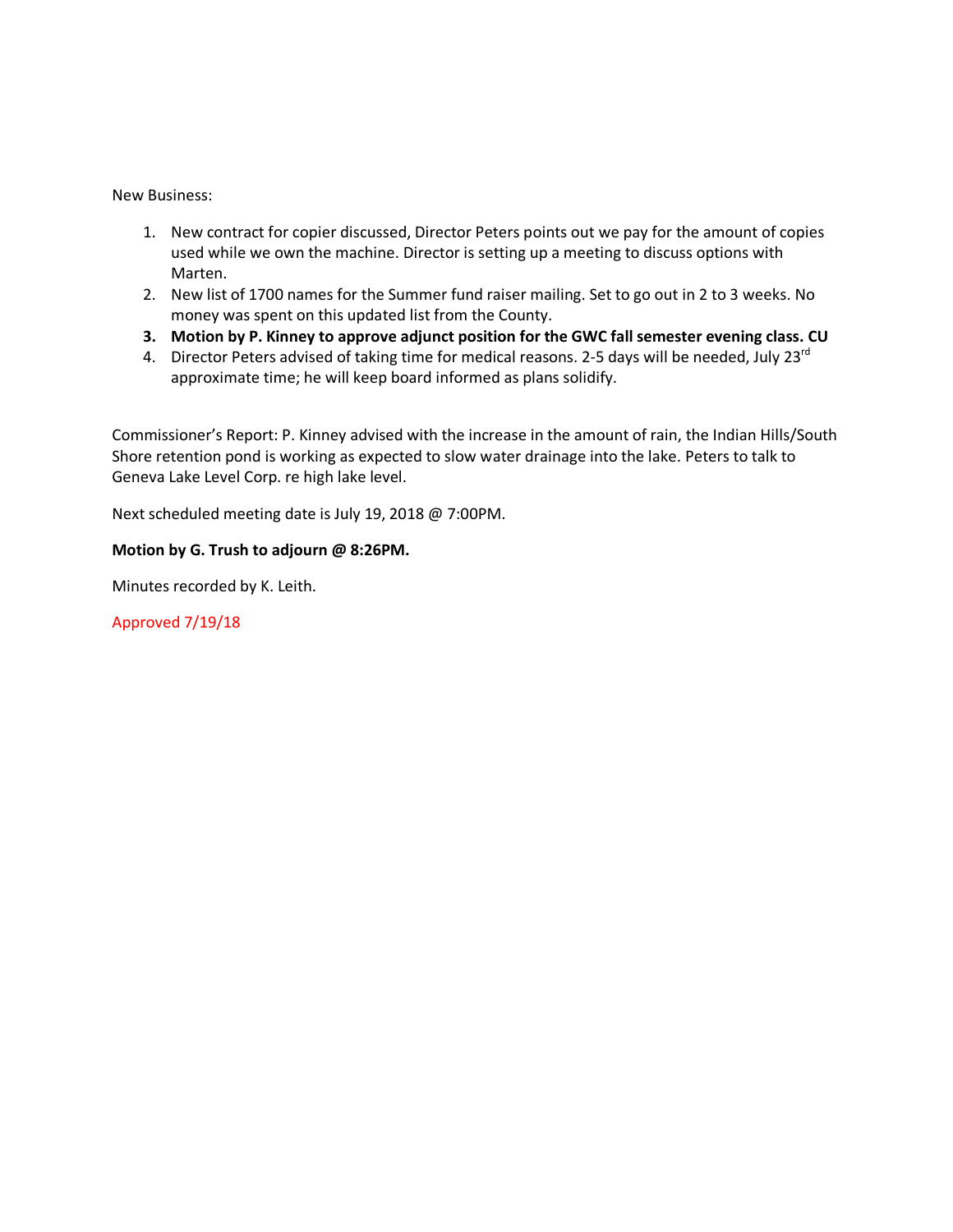New Business:

1. New contract for copier discussed, Director Peters points out we pay for the amount of copies used while we own the machine. Director is setting up a meeting to discuss options with Marten.
2. New list of 1700 names for the Summer fund raiser mailing. Set to go out in 2 to 3 weeks. No money was spent on this updated list from the County.
3. **Motion by P. Kinney to approve adjunct position for the GWC fall semester evening class. CU**
4. Director Peters advised of taking time for medical reasons. 2-5 days will be needed, July 23rd approximate time; he will keep board informed as plans solidify.

Commissioner's Report: P. Kinney advised with the increase in the amount of rain, the Indian Hills/South Shore retention pond is working as expected to slow water drainage into the lake. Peters to talk to Geneva Lake Level Corp. re high lake level.

Next scheduled meeting date is July 19, 2018 @ 7:00PM.

**Motion by G. Trush to adjourn @ 8:26PM.**

Minutes recorded by K. Leith.

Approved 7/19/18